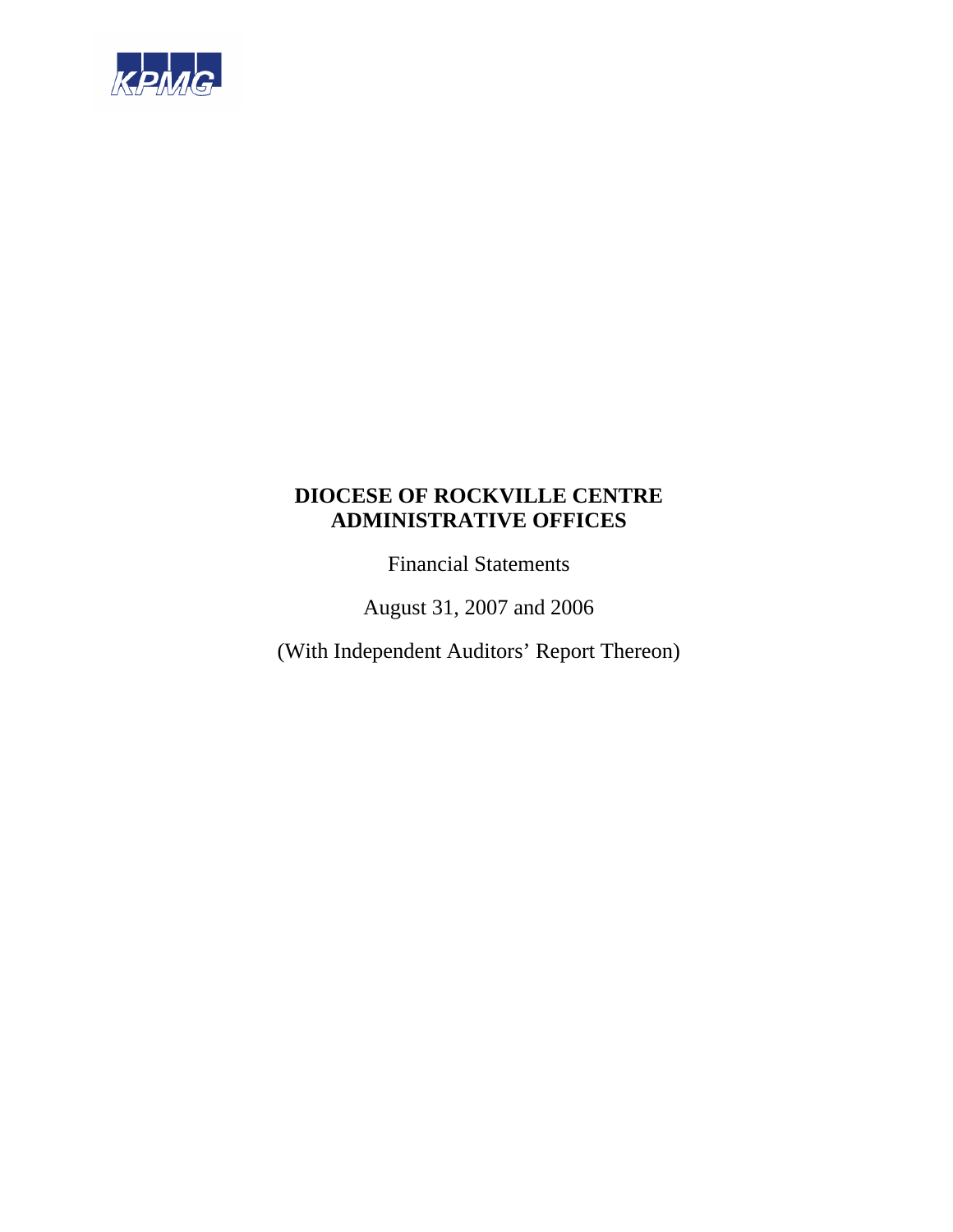KPMG

# DIOCESE OF ROCKVILLE CENTRE ADMINISTRATIVE OFFICES

Financial Statements

August 31, 2007 and 2006

(With Independent Auditors' Report Thereon)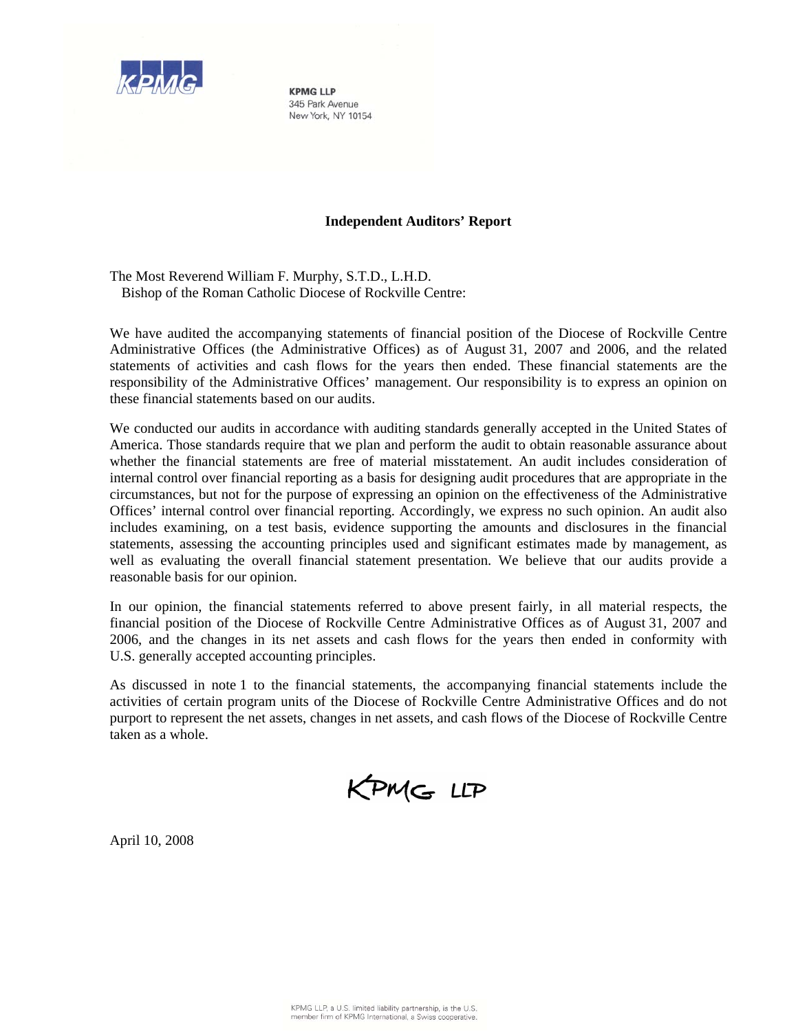**KPMG LLP**
345 Park Avenue
New York, NY 10154

## Independent Auditors' Report

The Most Reverend William F. Murphy, S.T.D., L.H.D.
Bishop of the Roman Catholic Diocese of Rockville Centre:

We have audited the accompanying statements of financial position of the Diocese of Rockville Centre Administrative Offices (the Administrative Offices) as of August 31, 2007 and 2006, and the related statements of activities and cash flows for the years then ended. These financial statements are the responsibility of the Administrative Offices' management. Our responsibility is to express an opinion on these financial statements based on our audits.

We conducted our audits in accordance with auditing standards generally accepted in the United States of America. Those standards require that we plan and perform the audit to obtain reasonable assurance about whether the financial statements are free of material misstatement. An audit includes consideration of internal control over financial reporting as a basis for designing audit procedures that are appropriate in the circumstances, but not for the purpose of expressing an opinion on the effectiveness of the Administrative Offices' internal control over financial reporting. Accordingly, we express no such opinion. An audit also includes examining, on a test basis, evidence supporting the amounts and disclosures in the financial statements, assessing the accounting principles used and significant estimates made by management, as well as evaluating the overall financial statement presentation. We believe that our audits provide a reasonable basis for our opinion.

In our opinion, the financial statements referred to above present fairly, in all material respects, the financial position of the Diocese of Rockville Centre Administrative Offices as of August 31, 2007 and 2006, and the changes in its net assets and cash flows for the years then ended in conformity with U.S. generally accepted accounting principles.

As discussed in note 1 to the financial statements, the accompanying financial statements include the activities of certain program units of the Diocese of Rockville Centre Administrative Offices and do not purport to represent the net assets, changes in net assets, and cash flows of the Diocese of Rockville Centre taken as a whole.

KPMG LLP

April 10, 2008

KPMG LLP, a U.S. limited liability partnership, is the U.S. member firm of KPMG International, a Swiss cooperative.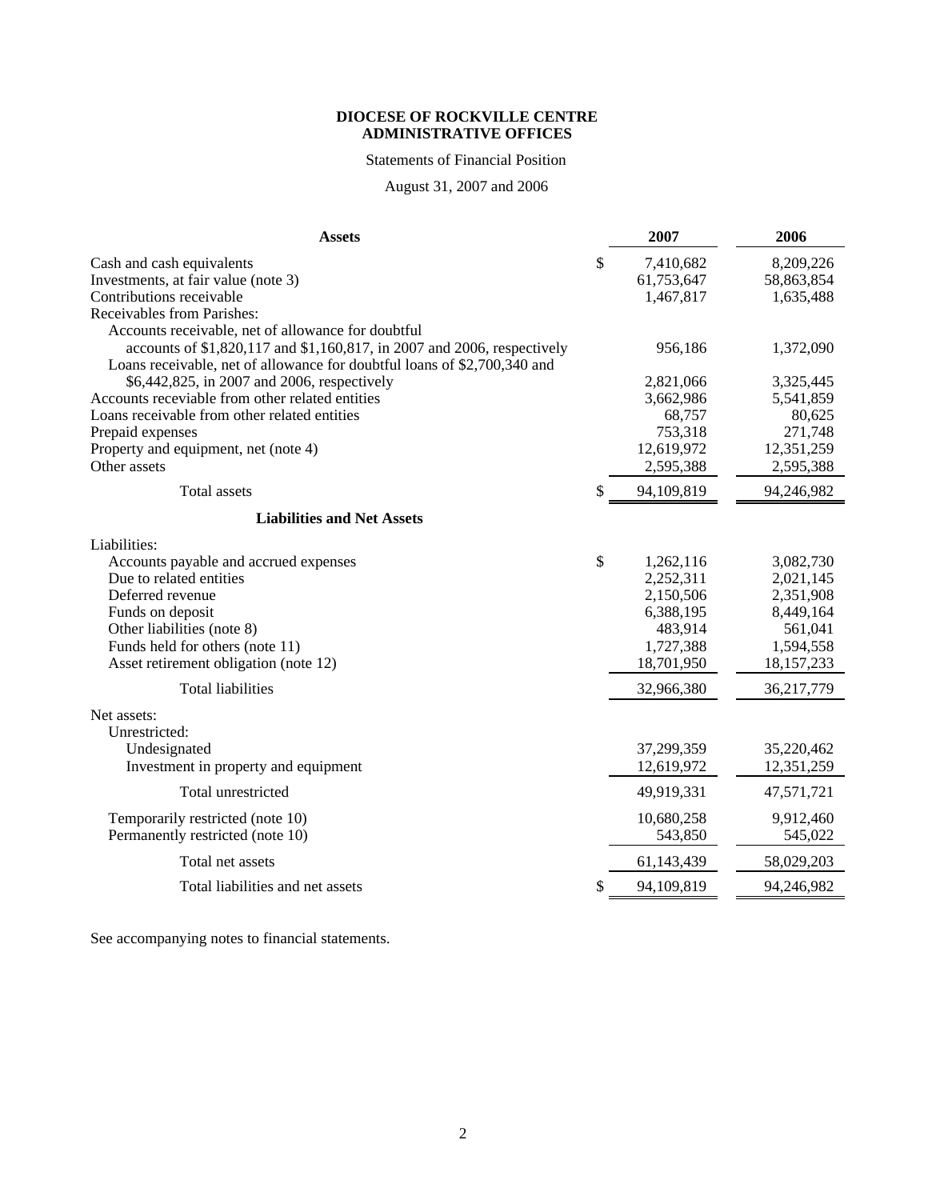**DIOCESE OF ROCKVILLE CENTRE**
**ADMINISTRATIVE OFFICES**

Statements of Financial Position

August 31, 2007 and 2006

| **Assets** | **2007** | **2006** |
|---|---|---|
| Cash and cash equivalents | $ 7,410,682 | 8,209,226 |
| Investments, at fair value (note 3) | 61,753,647 | 58,863,854 |
| Contributions receivable | 1,467,817 | 1,635,488 |
| Receivables from Parishes: | | |
| Accounts receivable, net of allowance for doubtful accounts of $1,820,117 and $1,160,817, in 2007 and 2006, respectively | 956,186 | 1,372,090 |
| Loans receivable, net of allowance for doubtful loans of $2,700,340 and $6,442,825, in 2007 and 2006, respectively | 2,821,066 | 3,325,445 |
| Accounts receviable from other related entities | 3,662,986 | 5,541,859 |
| Loans receivable from other related entities | 68,757 | 80,625 |
| Prepaid expenses | 753,318 | 271,748 |
| Property and equipment, net (note 4) | 12,619,972 | 12,351,259 |
| Other assets | 2,595,388 | 2,595,388 |
| Total assets | $ 94,109,819 | 94,246,982 |
| **Liabilities and Net Assets** | | |
| Liabilities: | | |
| Accounts payable and accrued expenses | $ 1,262,116 | 3,082,730 |
| Due to related entities | 2,252,311 | 2,021,145 |
| Deferred revenue | 2,150,506 | 2,351,908 |
| Funds on deposit | 6,388,195 | 8,449,164 |
| Other liabilities (note 8) | 483,914 | 561,041 |
| Funds held for others (note 11) | 1,727,388 | 1,594,558 |
| Asset retirement obligation (note 12) | 18,701,950 | 18,157,233 |
| Total liabilities | 32,966,380 | 36,217,779 |
| Net assets: | | |
| Unrestricted: | | |
| Undesignated | 37,299,359 | 35,220,462 |
| Investment in property and equipment | 12,619,972 | 12,351,259 |
| Total unrestricted | 49,919,331 | 47,571,721 |
| Temporarily restricted (note 10) | 10,680,258 | 9,912,460 |
| Permanently restricted (note 10) | 543,850 | 545,022 |
| Total net assets | 61,143,439 | 58,029,203 |
| Total liabilities and net assets | $ 94,109,819 | 94,246,982 |

See accompanying notes to financial statements.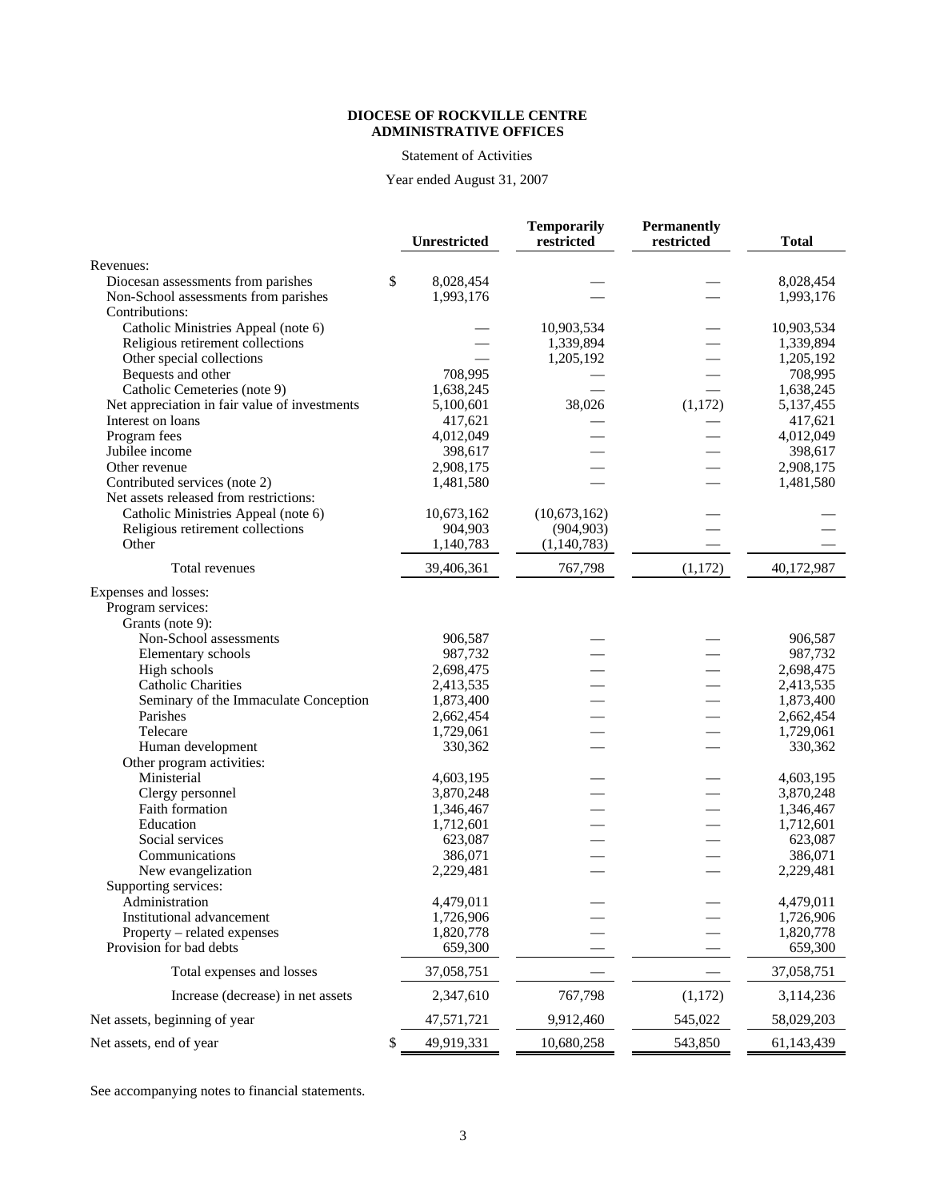**DIOCESE OF ROCKVILLE CENTRE**
**ADMINISTRATIVE OFFICES**

Statement of Activities

Year ended August 31, 2007

| | Unrestricted | Temporarily restricted | Permanently restricted | Total |
|---|---|---|---|---|
| Revenues: | | | | |
| Diocesan assessments from parishes | $ 8,028,454 | — | — | 8,028,454 |
| Non-School assessments from parishes | 1,993,176 | — | — | 1,993,176 |
| Contributions: | | | | |
| Catholic Ministries Appeal (note 6) | — | 10,903,534 | — | 10,903,534 |
| Religious retirement collections | — | 1,339,894 | — | 1,339,894 |
| Other special collections | — | 1,205,192 | — | 1,205,192 |
| Bequests and other | 708,995 | — | — | 708,995 |
| Catholic Cemeteries (note 9) | 1,638,245 | — | — | 1,638,245 |
| Net appreciation in fair value of investments | 5,100,601 | 38,026 | (1,172) | 5,137,455 |
| Interest on loans | 417,621 | — | — | 417,621 |
| Program fees | 4,012,049 | — | — | 4,012,049 |
| Jubilee income | 398,617 | — | — | 398,617 |
| Other revenue | 2,908,175 | — | — | 2,908,175 |
| Contributed services (note 2) | 1,481,580 | — | — | 1,481,580 |
| Net assets released from restrictions: | | | | |
| Catholic Ministries Appeal (note 6) | 10,673,162 | (10,673,162) | — | — |
| Religious retirement collections | 904,903 | (904,903) | — | — |
| Other | 1,140,783 | (1,140,783) | — | — |
| Total revenues | 39,406,361 | 767,798 | (1,172) | 40,172,987 |
| Expenses and losses: | | | | |
| Program services: | | | | |
| Grants (note 9): | | | | |
| Non-School assessments | 906,587 | — | — | 906,587 |
| Elementary schools | 987,732 | — | — | 987,732 |
| High schools | 2,698,475 | — | — | 2,698,475 |
| Catholic Charities | 2,413,535 | — | — | 2,413,535 |
| Seminary of the Immaculate Conception | 1,873,400 | — | — | 1,873,400 |
| Parishes | 2,662,454 | — | — | 2,662,454 |
| Telecare | 1,729,061 | — | — | 1,729,061 |
| Human development | 330,362 | — | — | 330,362 |
| Other program activities: | | | | |
| Ministerial | 4,603,195 | — | — | 4,603,195 |
| Clergy personnel | 3,870,248 | — | — | 3,870,248 |
| Faith formation | 1,346,467 | — | — | 1,346,467 |
| Education | 1,712,601 | — | — | 1,712,601 |
| Social services | 623,087 | — | — | 623,087 |
| Communications | 386,071 | — | — | 386,071 |
| New evangelization | 2,229,481 | — | — | 2,229,481 |
| Supporting services: | | | | |
| Administration | 4,479,011 | — | — | 4,479,011 |
| Institutional advancement | 1,726,906 | — | — | 1,726,906 |
| Property – related expenses | 1,820,778 | — | — | 1,820,778 |
| Provision for bad debts | 659,300 | — | — | 659,300 |
| Total expenses and losses | 37,058,751 | — | — | 37,058,751 |
| Increase (decrease) in net assets | 2,347,610 | 767,798 | (1,172) | 3,114,236 |
| Net assets, beginning of year | 47,571,721 | 9,912,460 | 545,022 | 58,029,203 |
| Net assets, end of year | $ 49,919,331 | 10,680,258 | 543,850 | 61,143,439 |

See accompanying notes to financial statements.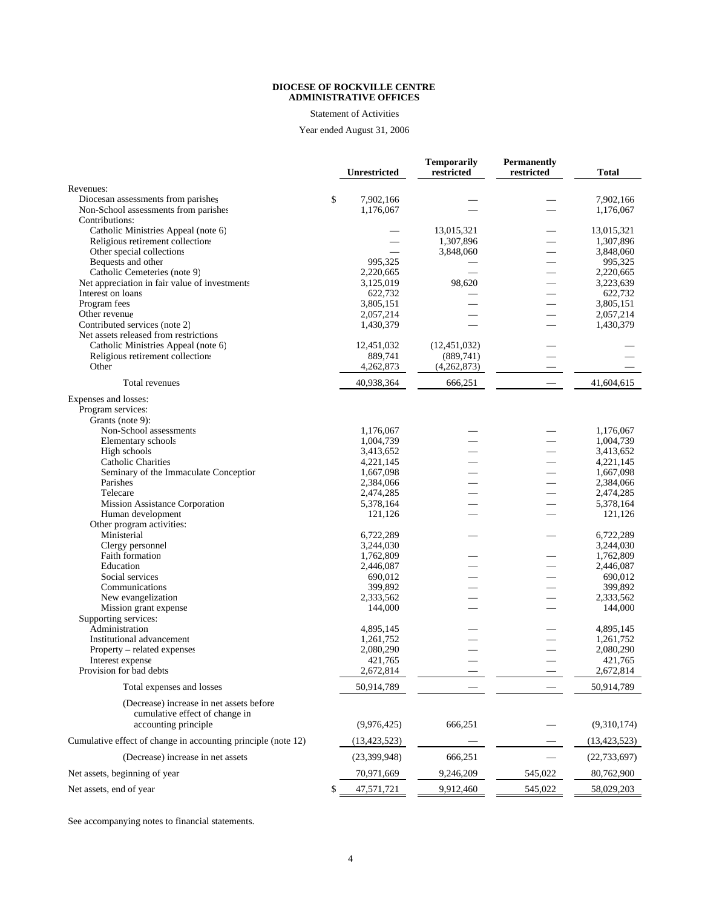**DIOCESE OF ROCKVILLE CENTRE**
**ADMINISTRATIVE OFFICES**

Statement of Activities

Year ended August 31, 2006

| | Unrestricted | Temporarily restricted | Permanently restricted | Total |
|---|---|---|---|---|
| Revenues: | | | | |
| Diocesan assessments from parishes | $ 7,902,166 | — | — | 7,902,166 |
| Non-School assessments from parishes | 1,176,067 | — | — | 1,176,067 |
| Contributions: | | | | |
| Catholic Ministries Appeal (note 6) | — | 13,015,321 | — | 13,015,321 |
| Religious retirement collections | — | 1,307,896 | — | 1,307,896 |
| Other special collections | — | 3,848,060 | — | 3,848,060 |
| Bequests and other | 995,325 | — | — | 995,325 |
| Catholic Cemeteries (note 9) | 2,220,665 | — | — | 2,220,665 |
| Net appreciation in fair value of investments | 3,125,019 | 98,620 | — | 3,223,639 |
| Interest on loans | 622,732 | — | — | 622,732 |
| Program fees | 3,805,151 | — | — | 3,805,151 |
| Other revenue | 2,057,214 | — | — | 2,057,214 |
| Contributed services (note 2) | 1,430,379 | — | — | 1,430,379 |
| Net assets released from restrictions: | | | | |
| Catholic Ministries Appeal (note 6) | 12,451,032 | (12,451,032) | — | — |
| Religious retirement collections | 889,741 | (889,741) | — | — |
| Other | 4,262,873 | (4,262,873) | — | — |
| Total revenues | 40,938,364 | 666,251 | — | 41,604,615 |
| Expenses and losses: | | | | |
| Program services: | | | | |
| Grants (note 9): | | | | |
| Non-School assessments | 1,176,067 | — | — | 1,176,067 |
| Elementary schools | 1,004,739 | — | — | 1,004,739 |
| High schools | 3,413,652 | — | — | 3,413,652 |
| Catholic Charities | 4,221,145 | — | — | 4,221,145 |
| Seminary of the Immaculate Conception | 1,667,098 | — | — | 1,667,098 |
| Parishes | 2,384,066 | — | — | 2,384,066 |
| Telecare | 2,474,285 | — | — | 2,474,285 |
| Mission Assistance Corporation | 5,378,164 | — | — | 5,378,164 |
| Human development | 121,126 | — | — | 121,126 |
| Other program activities: | | | | |
| Ministerial | 6,722,289 | — | — | 6,722,289 |
| Clergy personnel | 3,244,030 | | | 3,244,030 |
| Faith formation | 1,762,809 | — | — | 1,762,809 |
| Education | 2,446,087 | — | — | 2,446,087 |
| Social services | 690,012 | — | — | 690,012 |
| Communications | 399,892 | — | — | 399,892 |
| New evangelization | 2,333,562 | — | — | 2,333,562 |
| Mission grant expense | 144,000 | — | — | 144,000 |
| Supporting services: | | | | |
| Administration | 4,895,145 | — | — | 4,895,145 |
| Institutional advancement | 1,261,752 | — | — | 1,261,752 |
| Property – related expenses | 2,080,290 | — | — | 2,080,290 |
| Interest expense | 421,765 | — | — | 421,765 |
| Provision for bad debts | 2,672,814 | — | — | 2,672,814 |
| Total expenses and losses | 50,914,789 | — | — | 50,914,789 |
| (Decrease) increase in net assets before cumulative effect of change in accounting principle | (9,976,425) | 666,251 | — | (9,310,174) |
| Cumulative effect of change in accounting principle (note 12) | (13,423,523) | — | — | (13,423,523) |
| (Decrease) increase in net assets | (23,399,948) | 666,251 | — | (22,733,697) |
| Net assets, beginning of year | 70,971,669 | 9,246,209 | 545,022 | 80,762,900 |
| Net assets, end of year | $ 47,571,721 | 9,912,460 | 545,022 | 58,029,203 |

See accompanying notes to financial statements.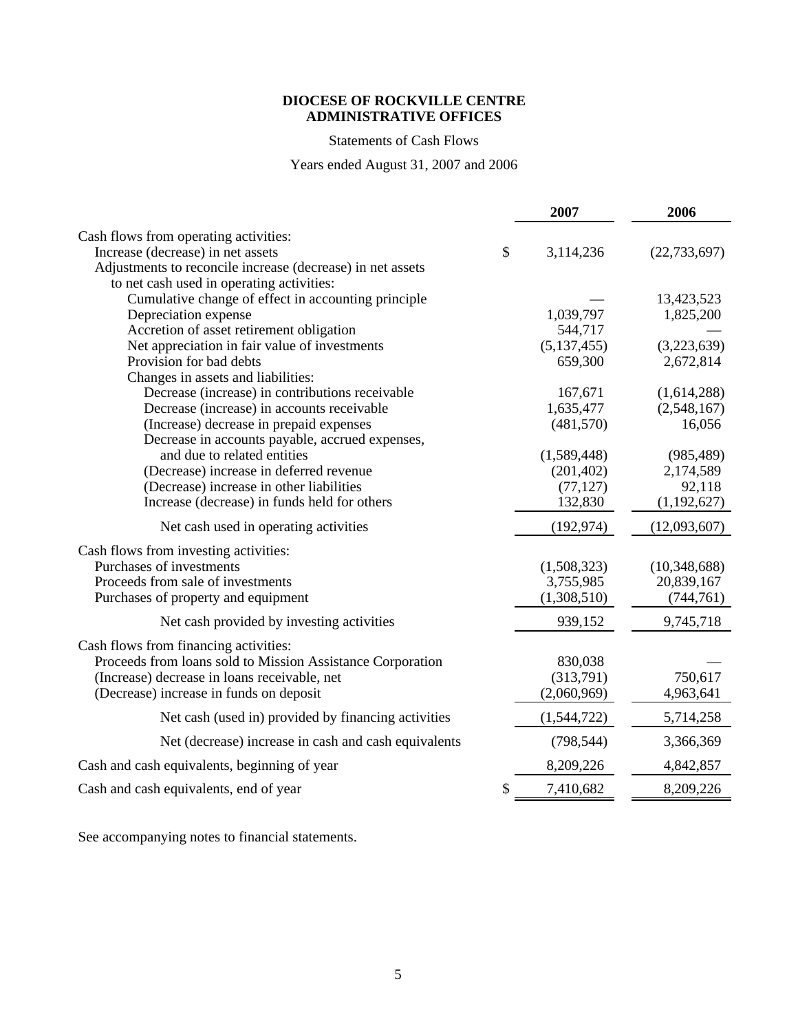**DIOCESE OF ROCKVILLE CENTRE**
**ADMINISTRATIVE OFFICES**

Statements of Cash Flows

Years ended August 31, 2007 and 2006

| | 2007 | 2006 |
|---|---|---|
| Cash flows from operating activities: | | |
| Increase (decrease) in net assets | $ 3,114,236 | (22,733,697) |
| Adjustments to reconcile increase (decrease) in net assets to net cash used in operating activities: | | |
| Cumulative change of effect in accounting principle | — | 13,423,523 |
| Depreciation expense | 1,039,797 | 1,825,200 |
| Accretion of asset retirement obligation | 544,717 | — |
| Net appreciation in fair value of investments | (5,137,455) | (3,223,639) |
| Provision for bad debts | 659,300 | 2,672,814 |
| Changes in assets and liabilities: | | |
| Decrease (increase) in contributions receivable | 167,671 | (1,614,288) |
| Decrease (increase) in accounts receivable | 1,635,477 | (2,548,167) |
| (Increase) decrease in prepaid expenses | (481,570) | 16,056 |
| Decrease in accounts payable, accrued expenses, and due to related entities | (1,589,448) | (985,489) |
| (Decrease) increase in deferred revenue | (201,402) | 2,174,589 |
| (Decrease) increase in other liabilities | (77,127) | 92,118 |
| Increase (decrease) in funds held for others | 132,830 | (1,192,627) |
| Net cash used in operating activities | (192,974) | (12,093,607) |
| Cash flows from investing activities: | | |
| Purchases of investments | (1,508,323) | (10,348,688) |
| Proceeds from sale of investments | 3,755,985 | 20,839,167 |
| Purchases of property and equipment | (1,308,510) | (744,761) |
| Net cash provided by investing activities | 939,152 | 9,745,718 |
| Cash flows from financing activities: | | |
| Proceeds from loans sold to Mission Assistance Corporation | 830,038 | — |
| (Increase) decrease in loans receivable, net | (313,791) | 750,617 |
| (Decrease) increase in funds on deposit | (2,060,969) | 4,963,641 |
| Net cash (used in) provided by financing activities | (1,544,722) | 5,714,258 |
| Net (decrease) increase in cash and cash equivalents | (798,544) | 3,366,369 |
| Cash and cash equivalents, beginning of year | 8,209,226 | 4,842,857 |
| Cash and cash equivalents, end of year | $ 7,410,682 | 8,209,226 |

See accompanying notes to financial statements.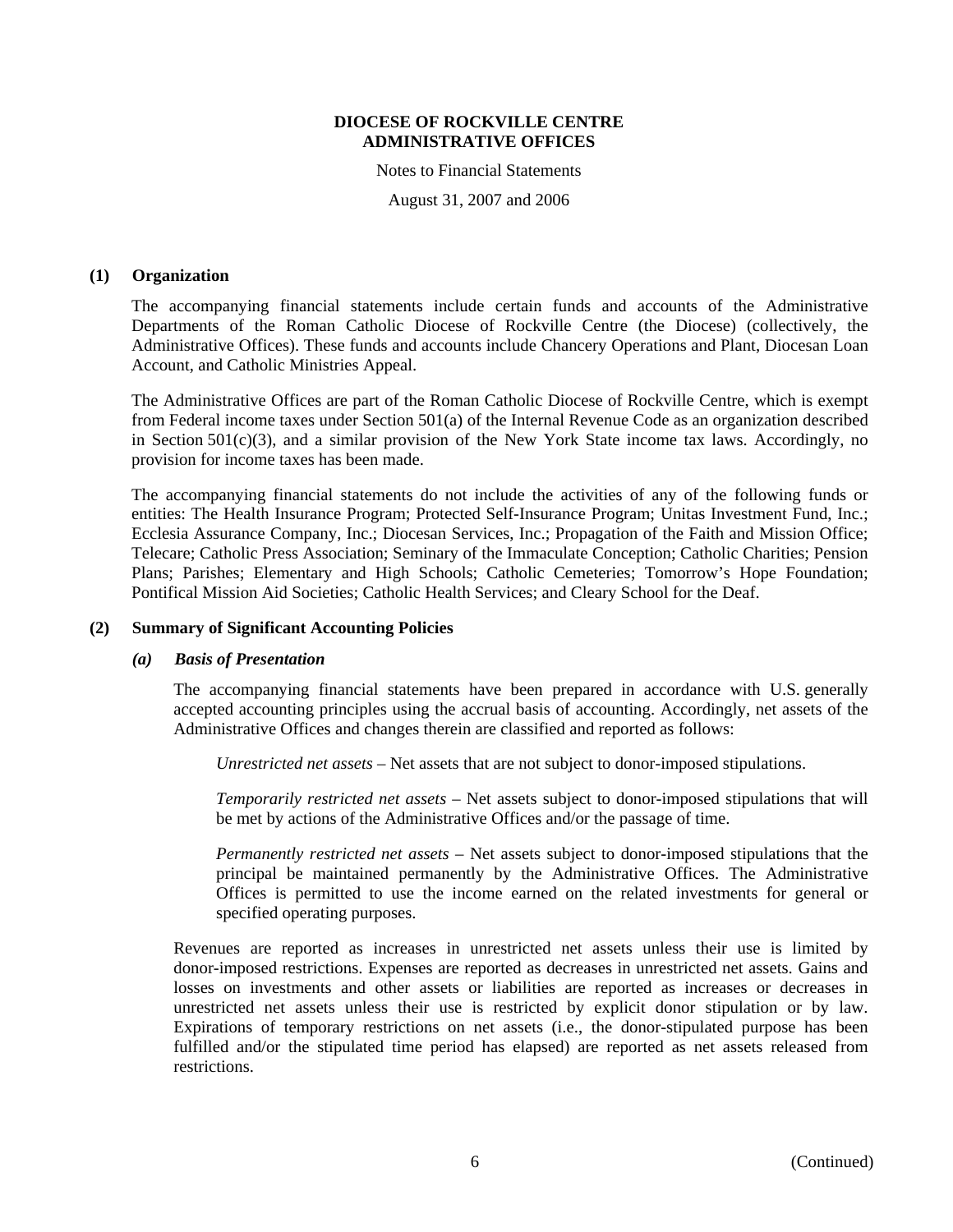# DIOCESE OF ROCKVILLE CENTRE
## ADMINISTRATIVE OFFICES

Notes to Financial Statements

August 31, 2007 and 2006

### (1) Organization

The accompanying financial statements include certain funds and accounts of the Administrative Departments of the Roman Catholic Diocese of Rockville Centre (the Diocese) (collectively, the Administrative Offices). These funds and accounts include Chancery Operations and Plant, Diocesan Loan Account, and Catholic Ministries Appeal.

The Administrative Offices are part of the Roman Catholic Diocese of Rockville Centre, which is exempt from Federal income taxes under Section 501(a) of the Internal Revenue Code as an organization described in Section 501(c)(3), and a similar provision of the New York State income tax laws. Accordingly, no provision for income taxes has been made.

The accompanying financial statements do not include the activities of any of the following funds or entities: The Health Insurance Program; Protected Self-Insurance Program; Unitas Investment Fund, Inc.; Ecclesia Assurance Company, Inc.; Diocesan Services, Inc.; Propagation of the Faith and Mission Office; Telecare; Catholic Press Association; Seminary of the Immaculate Conception; Catholic Charities; Pension Plans; Parishes; Elementary and High Schools; Catholic Cemeteries; Tomorrow's Hope Foundation; Pontifical Mission Aid Societies; Catholic Health Services; and Cleary School for the Deaf.

### (2) Summary of Significant Accounting Policies

#### *(a) Basis of Presentation*

The accompanying financial statements have been prepared in accordance with U.S. generally accepted accounting principles using the accrual basis of accounting. Accordingly, net assets of the Administrative Offices and changes therein are classified and reported as follows:

*Unrestricted net assets* – Net assets that are not subject to donor-imposed stipulations.

*Temporarily restricted net assets* – Net assets subject to donor-imposed stipulations that will be met by actions of the Administrative Offices and/or the passage of time.

*Permanently restricted net assets* – Net assets subject to donor-imposed stipulations that the principal be maintained permanently by the Administrative Offices. The Administrative Offices is permitted to use the income earned on the related investments for general or specified operating purposes.

Revenues are reported as increases in unrestricted net assets unless their use is limited by donor-imposed restrictions. Expenses are reported as decreases in unrestricted net assets. Gains and losses on investments and other assets or liabilities are reported as increases or decreases in unrestricted net assets unless their use is restricted by explicit donor stipulation or by law. Expirations of temporary restrictions on net assets (i.e., the donor-stipulated purpose has been fulfilled and/or the stipulated time period has elapsed) are reported as net assets released from restrictions.

(Continued)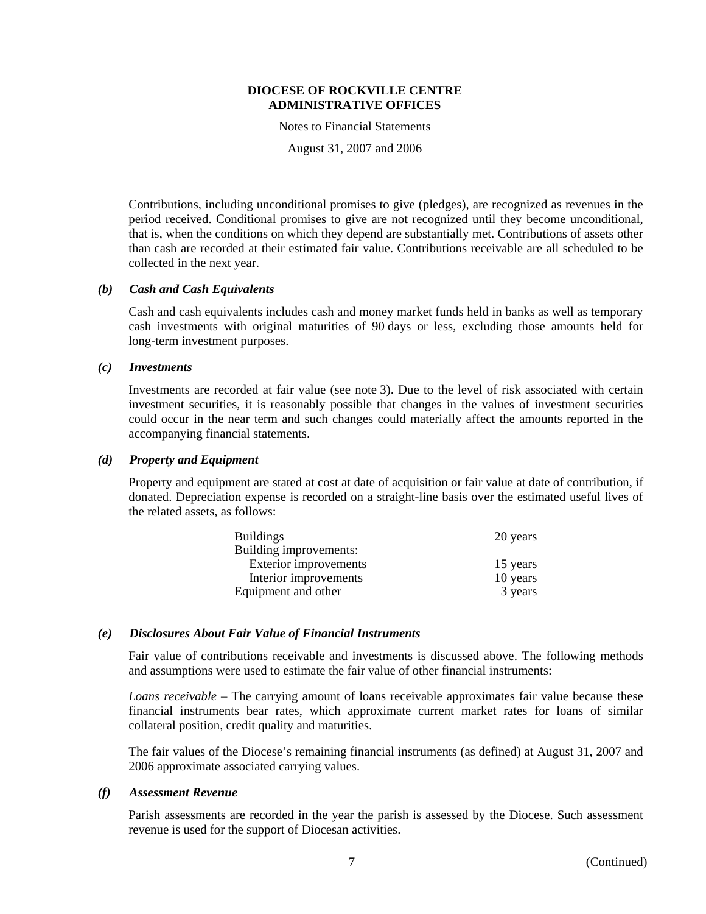Contributions, including unconditional promises to give (pledges), are recognized as revenues in the period received. Conditional promises to give are not recognized until they become unconditional, that is, when the conditions on which they depend are substantially met. Contributions of assets other than cash are recorded at their estimated fair value. Contributions receivable are all scheduled to be collected in the next year.

### *(b) Cash and Cash Equivalents*

Cash and cash equivalents includes cash and money market funds held in banks as well as temporary cash investments with original maturities of 90 days or less, excluding those amounts held for long-term investment purposes.

### *(c) Investments*

Investments are recorded at fair value (see note 3). Due to the level of risk associated with certain investment securities, it is reasonably possible that changes in the values of investment securities could occur in the near term and such changes could materially affect the amounts reported in the accompanying financial statements.

### *(d) Property and Equipment*

Property and equipment are stated at cost at date of acquisition or fair value at date of contribution, if donated. Depreciation expense is recorded on a straight-line basis over the estimated useful lives of the related assets, as follows:

| | |
|---|---|
| Buildings | 20 years |
| Building improvements: | |
| Exterior improvements | 15 years |
| Interior improvements | 10 years |
| Equipment and other | 3 years |

### *(e) Disclosures About Fair Value of Financial Instruments*

Fair value of contributions receivable and investments is discussed above. The following methods and assumptions were used to estimate the fair value of other financial instruments:

*Loans receivable* – The carrying amount of loans receivable approximates fair value because these financial instruments bear rates, which approximate current market rates for loans of similar collateral position, credit quality and maturities.

The fair values of the Diocese's remaining financial instruments (as defined) at August 31, 2007 and 2006 approximate associated carrying values.

### *(f) Assessment Revenue*

Parish assessments are recorded in the year the parish is assessed by the Diocese. Such assessment revenue is used for the support of Diocesan activities.

(Continued)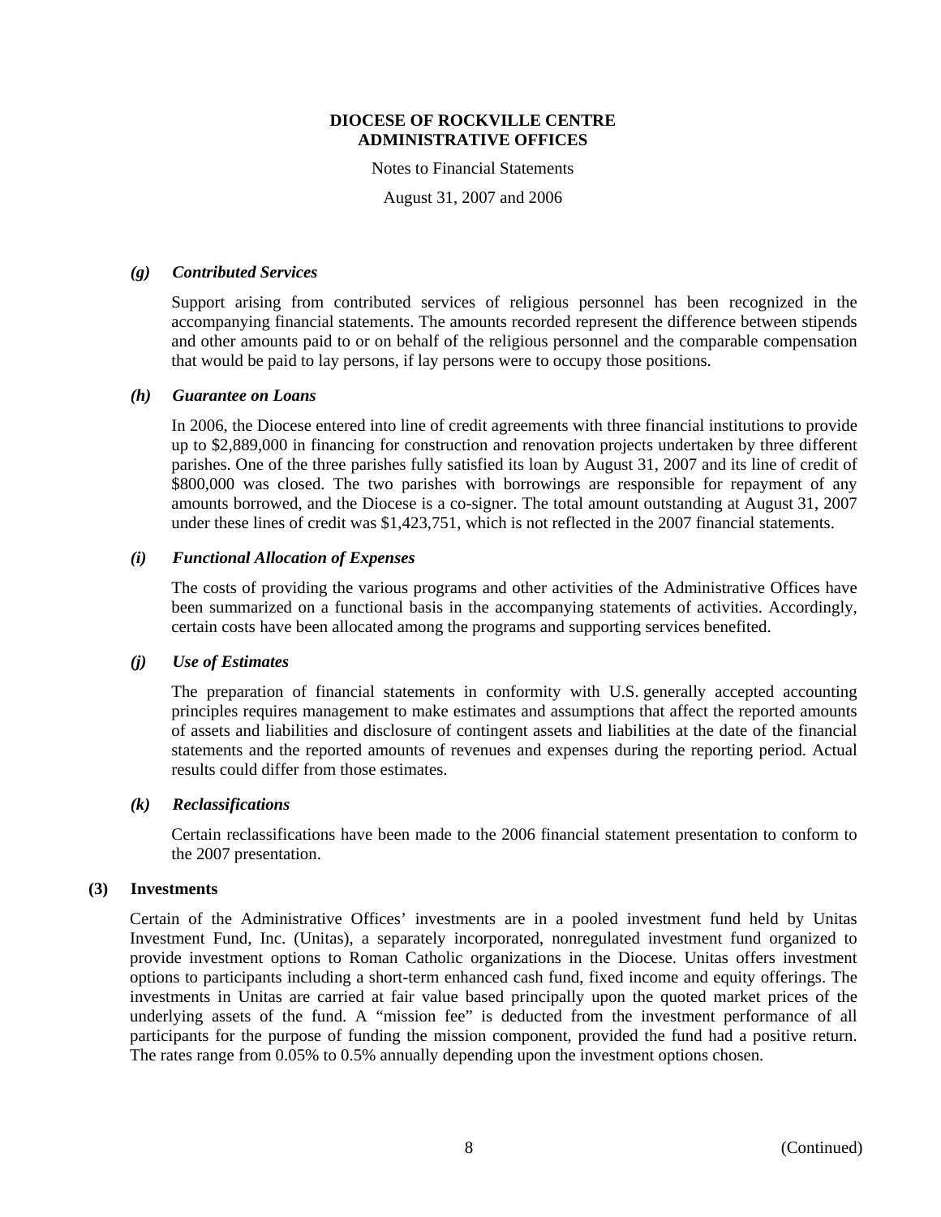**DIOCESE OF ROCKVILLE CENTRE**
**ADMINISTRATIVE OFFICES**

Notes to Financial Statements

August 31, 2007 and 2006

***(g) Contributed Services***

Support arising from contributed services of religious personnel has been recognized in the accompanying financial statements. The amounts recorded represent the difference between stipends and other amounts paid to or on behalf of the religious personnel and the comparable compensation that would be paid to lay persons, if lay persons were to occupy those positions.

***(h) Guarantee on Loans***

In 2006, the Diocese entered into line of credit agreements with three financial institutions to provide up to $2,889,000 in financing for construction and renovation projects undertaken by three different parishes. One of the three parishes fully satisfied its loan by August 31, 2007 and its line of credit of $800,000 was closed. The two parishes with borrowings are responsible for repayment of any amounts borrowed, and the Diocese is a co-signer. The total amount outstanding at August 31, 2007 under these lines of credit was $1,423,751, which is not reflected in the 2007 financial statements.

***(i) Functional Allocation of Expenses***

The costs of providing the various programs and other activities of the Administrative Offices have been summarized on a functional basis in the accompanying statements of activities. Accordingly, certain costs have been allocated among the programs and supporting services benefited.

***(j) Use of Estimates***

The preparation of financial statements in conformity with U.S. generally accepted accounting principles requires management to make estimates and assumptions that affect the reported amounts of assets and liabilities and disclosure of contingent assets and liabilities at the date of the financial statements and the reported amounts of revenues and expenses during the reporting period. Actual results could differ from those estimates.

***(k) Reclassifications***

Certain reclassifications have been made to the 2006 financial statement presentation to conform to the 2007 presentation.

**(3) Investments**

Certain of the Administrative Offices' investments are in a pooled investment fund held by Unitas Investment Fund, Inc. (Unitas), a separately incorporated, nonregulated investment fund organized to provide investment options to Roman Catholic organizations in the Diocese. Unitas offers investment options to participants including a short-term enhanced cash fund, fixed income and equity offerings. The investments in Unitas are carried at fair value based principally upon the quoted market prices of the underlying assets of the fund. A "mission fee" is deducted from the investment performance of all participants for the purpose of funding the mission component, provided the fund had a positive return. The rates range from 0.05% to 0.5% annually depending upon the investment options chosen.

(Continued)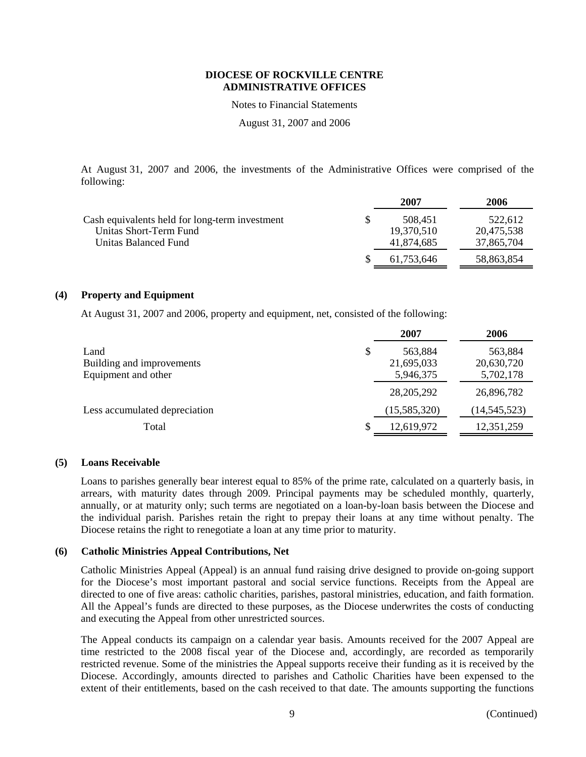At August 31, 2007 and 2006, the investments of the Administrative Offices were comprised of the following:

| | 2007 | 2006 |
|---|---|---|
| Cash equivalents held for long-term investment | $ 508,451 | 522,612 |
| Unitas Short-Term Fund | 19,370,510 | 20,475,538 |
| Unitas Balanced Fund | 41,874,685 | 37,865,704 |
| | $ 61,753,646 | 58,863,854 |

## (4) Property and Equipment

At August 31, 2007 and 2006, property and equipment, net, consisted of the following:

| | 2007 | 2006 |
|---|---|---|
| Land | $ 563,884 | 563,884 |
| Building and improvements | 21,695,033 | 20,630,720 |
| Equipment and other | 5,946,375 | 5,702,178 |
| | 28,205,292 | 26,896,782 |
| Less accumulated depreciation | (15,585,320) | (14,545,523) |
| Total | $ 12,619,972 | 12,351,259 |

## (5) Loans Receivable

Loans to parishes generally bear interest equal to 85% of the prime rate, calculated on a quarterly basis, in arrears, with maturity dates through 2009. Principal payments may be scheduled monthly, quarterly, annually, or at maturity only; such terms are negotiated on a loan-by-loan basis between the Diocese and the individual parish. Parishes retain the right to prepay their loans at any time without penalty. The Diocese retains the right to renegotiate a loan at any time prior to maturity.

## (6) Catholic Ministries Appeal Contributions, Net

Catholic Ministries Appeal (Appeal) is an annual fund raising drive designed to provide on-going support for the Diocese's most important pastoral and social service functions. Receipts from the Appeal are directed to one of five areas: catholic charities, parishes, pastoral ministries, education, and faith formation. All the Appeal's funds are directed to these purposes, as the Diocese underwrites the costs of conducting and executing the Appeal from other unrestricted sources.

The Appeal conducts its campaign on a calendar year basis. Amounts received for the 2007 Appeal are time restricted to the 2008 fiscal year of the Diocese and, accordingly, are recorded as temporarily restricted revenue. Some of the ministries the Appeal supports receive their funding as it is received by the Diocese. Accordingly, amounts directed to parishes and Catholic Charities have been expensed to the extent of their entitlements, based on the cash received to that date. The amounts supporting the functions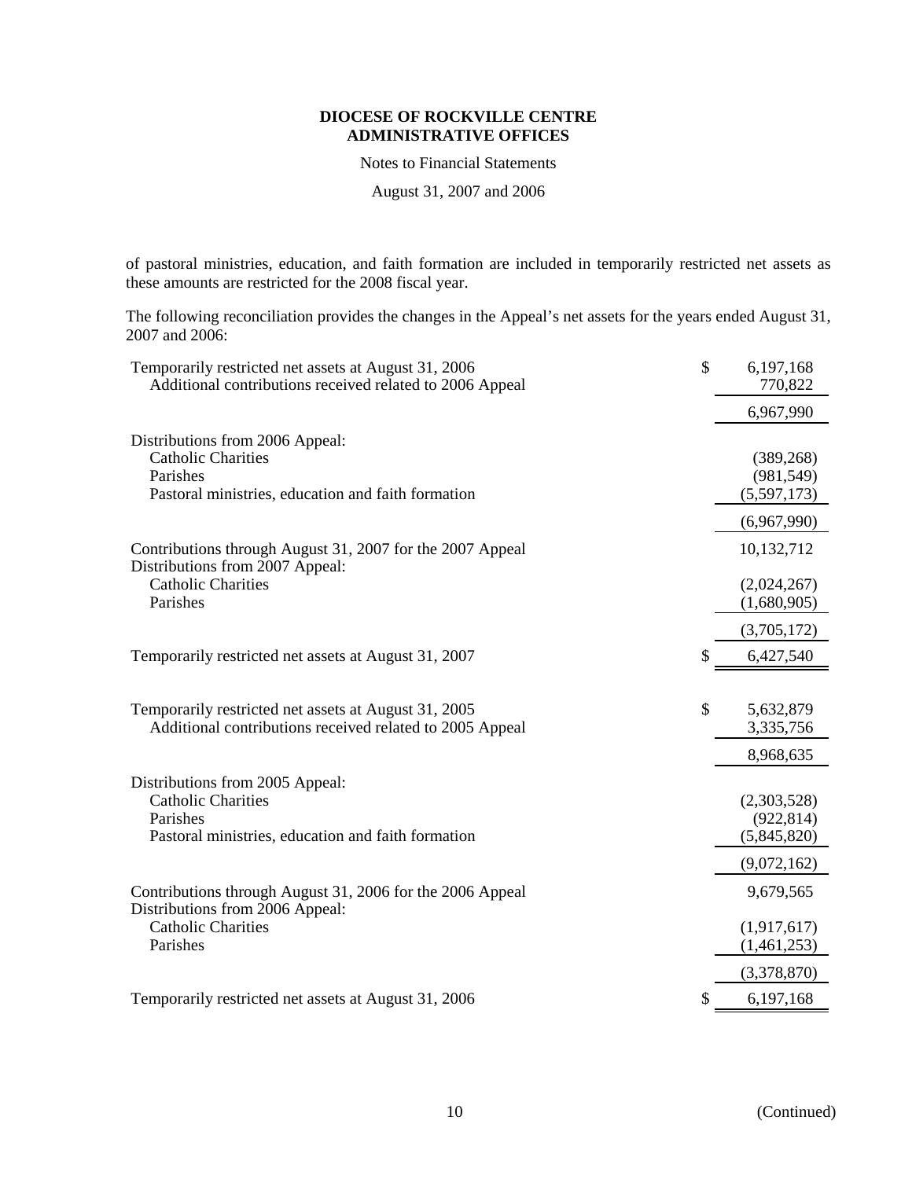**DIOCESE OF ROCKVILLE CENTRE**
**ADMINISTRATIVE OFFICES**

Notes to Financial Statements

August 31, 2007 and 2006

of pastoral ministries, education, and faith formation are included in temporarily restricted net assets as these amounts are restricted for the 2008 fiscal year.

The following reconciliation provides the changes in the Appeal's net assets for the years ended August 31, 2007 and 2006:

| | |
|---|---|
| Temporarily restricted net assets at August 31, 2006 | $ 6,197,168 |
| Additional contributions received related to 2006 Appeal | 770,822 |
| | 6,967,990 |
| Distributions from 2006 Appeal: | |
| Catholic Charities | (389,268) |
| Parishes | (981,549) |
| Pastoral ministries, education and faith formation | (5,597,173) |
| | (6,967,990) |
| Contributions through August 31, 2007 for the 2007 Appeal | 10,132,712 |
| Distributions from 2007 Appeal: | |
| Catholic Charities | (2,024,267) |
| Parishes | (1,680,905) |
| | (3,705,172) |
| Temporarily restricted net assets at August 31, 2007 | $ 6,427,540 |

| | |
|---|---|
| Temporarily restricted net assets at August 31, 2005 | $ 5,632,879 |
| Additional contributions received related to 2005 Appeal | 3,335,756 |
| | 8,968,635 |
| Distributions from 2005 Appeal: | |
| Catholic Charities | (2,303,528) |
| Parishes | (922,814) |
| Pastoral ministries, education and faith formation | (5,845,820) |
| | (9,072,162) |
| Contributions through August 31, 2006 for the 2006 Appeal | 9,679,565 |
| Distributions from 2006 Appeal: | |
| Catholic Charities | (1,917,617) |
| Parishes | (1,461,253) |
| | (3,378,870) |
| Temporarily restricted net assets at August 31, 2006 | $ 6,197,168 |

(Continued)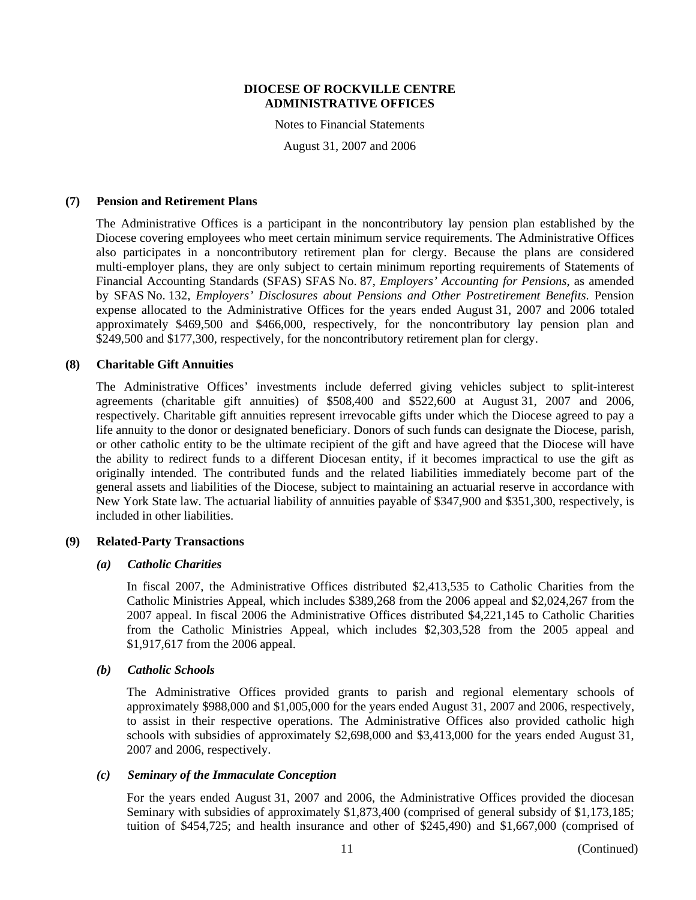**DIOCESE OF ROCKVILLE CENTRE**
**ADMINISTRATIVE OFFICES**

Notes to Financial Statements

August 31, 2007 and 2006

## (7) Pension and Retirement Plans

The Administrative Offices is a participant in the noncontributory lay pension plan established by the Diocese covering employees who meet certain minimum service requirements. The Administrative Offices also participates in a noncontributory retirement plan for clergy. Because the plans are considered multi-employer plans, they are only subject to certain minimum reporting requirements of Statements of Financial Accounting Standards (SFAS) SFAS No. 87, *Employers' Accounting for Pensions*, as amended by SFAS No. 132, *Employers' Disclosures about Pensions and Other Postretirement Benefits*. Pension expense allocated to the Administrative Offices for the years ended August 31, 2007 and 2006 totaled approximately $469,500 and $466,000, respectively, for the noncontributory lay pension plan and $249,500 and $177,300, respectively, for the noncontributory retirement plan for clergy.

## (8) Charitable Gift Annuities

The Administrative Offices' investments include deferred giving vehicles subject to split-interest agreements (charitable gift annuities) of $508,400 and $522,600 at August 31, 2007 and 2006, respectively. Charitable gift annuities represent irrevocable gifts under which the Diocese agreed to pay a life annuity to the donor or designated beneficiary. Donors of such funds can designate the Diocese, parish, or other catholic entity to be the ultimate recipient of the gift and have agreed that the Diocese will have the ability to redirect funds to a different Diocesan entity, if it becomes impractical to use the gift as originally intended. The contributed funds and the related liabilities immediately become part of the general assets and liabilities of the Diocese, subject to maintaining an actuarial reserve in accordance with New York State law. The actuarial liability of annuities payable of $347,900 and $351,300, respectively, is included in other liabilities.

## (9) Related-Party Transactions

### *(a) Catholic Charities*

In fiscal 2007, the Administrative Offices distributed $2,413,535 to Catholic Charities from the Catholic Ministries Appeal, which includes $389,268 from the 2006 appeal and $2,024,267 from the 2007 appeal. In fiscal 2006 the Administrative Offices distributed $4,221,145 to Catholic Charities from the Catholic Ministries Appeal, which includes $2,303,528 from the 2005 appeal and $1,917,617 from the 2006 appeal.

### *(b) Catholic Schools*

The Administrative Offices provided grants to parish and regional elementary schools of approximately $988,000 and $1,005,000 for the years ended August 31, 2007 and 2006, respectively, to assist in their respective operations. The Administrative Offices also provided catholic high schools with subsidies of approximately $2,698,000 and $3,413,000 for the years ended August 31, 2007 and 2006, respectively.

### *(c) Seminary of the Immaculate Conception*

For the years ended August 31, 2007 and 2006, the Administrative Offices provided the diocesan Seminary with subsidies of approximately $1,873,400 (comprised of general subsidy of $1,173,185; tuition of $454,725; and health insurance and other of $245,490) and $1,667,000 (comprised of

(Continued)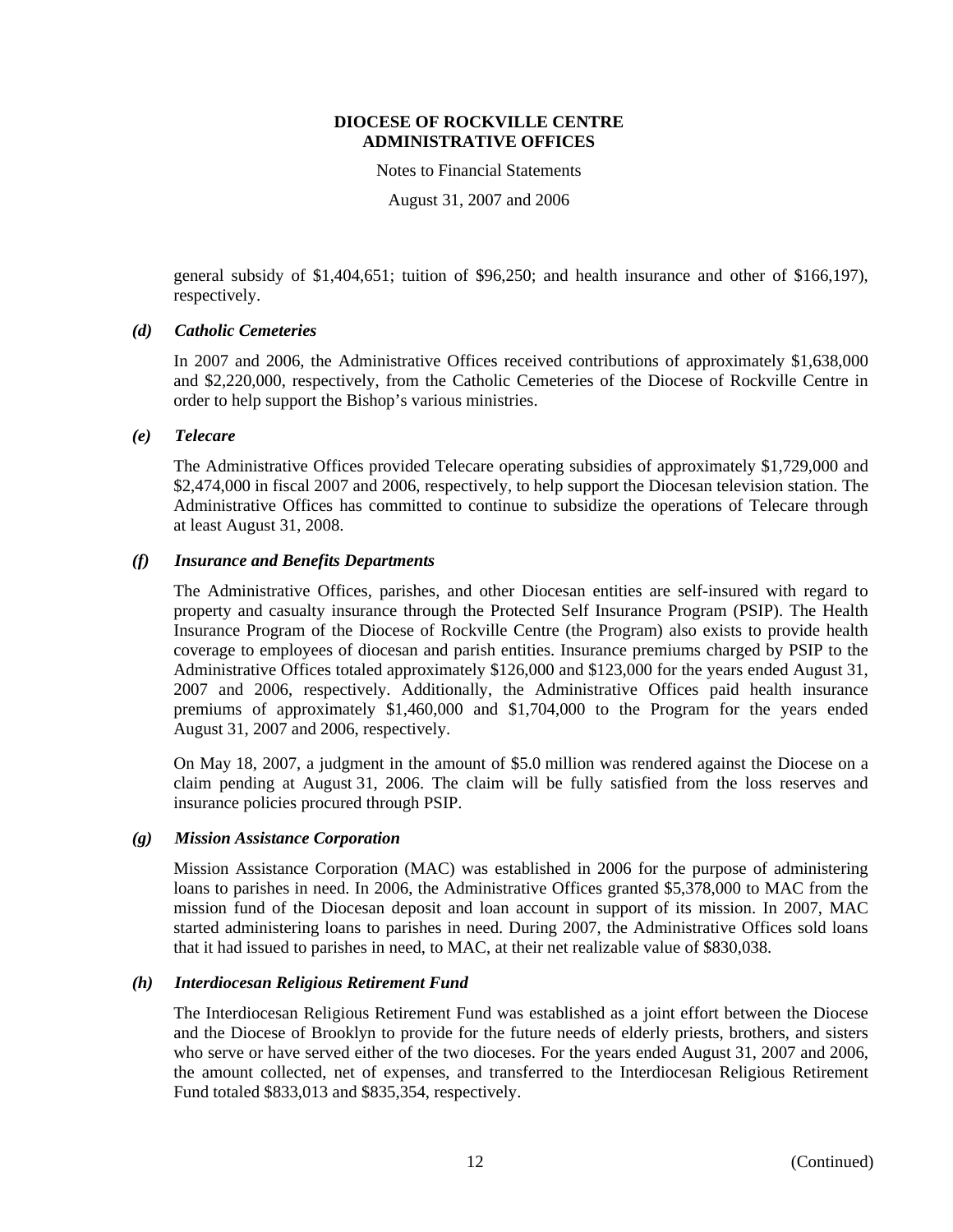general subsidy of $1,404,651; tuition of $96,250; and health insurance and other of $166,197), respectively.

***(d) Catholic Cemeteries***

In 2007 and 2006, the Administrative Offices received contributions of approximately $1,638,000 and $2,220,000, respectively, from the Catholic Cemeteries of the Diocese of Rockville Centre in order to help support the Bishop's various ministries.

***(e) Telecare***

The Administrative Offices provided Telecare operating subsidies of approximately $1,729,000 and $2,474,000 in fiscal 2007 and 2006, respectively, to help support the Diocesan television station. The Administrative Offices has committed to continue to subsidize the operations of Telecare through at least August 31, 2008.

***(f) Insurance and Benefits Departments***

The Administrative Offices, parishes, and other Diocesan entities are self-insured with regard to property and casualty insurance through the Protected Self Insurance Program (PSIP). The Health Insurance Program of the Diocese of Rockville Centre (the Program) also exists to provide health coverage to employees of diocesan and parish entities. Insurance premiums charged by PSIP to the Administrative Offices totaled approximately $126,000 and $123,000 for the years ended August 31, 2007 and 2006, respectively. Additionally, the Administrative Offices paid health insurance premiums of approximately $1,460,000 and $1,704,000 to the Program for the years ended August 31, 2007 and 2006, respectively.

On May 18, 2007, a judgment in the amount of $5.0 million was rendered against the Diocese on a claim pending at August 31, 2006. The claim will be fully satisfied from the loss reserves and insurance policies procured through PSIP.

***(g) Mission Assistance Corporation***

Mission Assistance Corporation (MAC) was established in 2006 for the purpose of administering loans to parishes in need. In 2006, the Administrative Offices granted $5,378,000 to MAC from the mission fund of the Diocesan deposit and loan account in support of its mission. In 2007, MAC started administering loans to parishes in need. During 2007, the Administrative Offices sold loans that it had issued to parishes in need, to MAC, at their net realizable value of $830,038.

***(h) Interdiocesan Religious Retirement Fund***

The Interdiocesan Religious Retirement Fund was established as a joint effort between the Diocese and the Diocese of Brooklyn to provide for the future needs of elderly priests, brothers, and sisters who serve or have served either of the two dioceses. For the years ended August 31, 2007 and 2006, the amount collected, net of expenses, and transferred to the Interdiocesan Religious Retirement Fund totaled $833,013 and $835,354, respectively.

(Continued)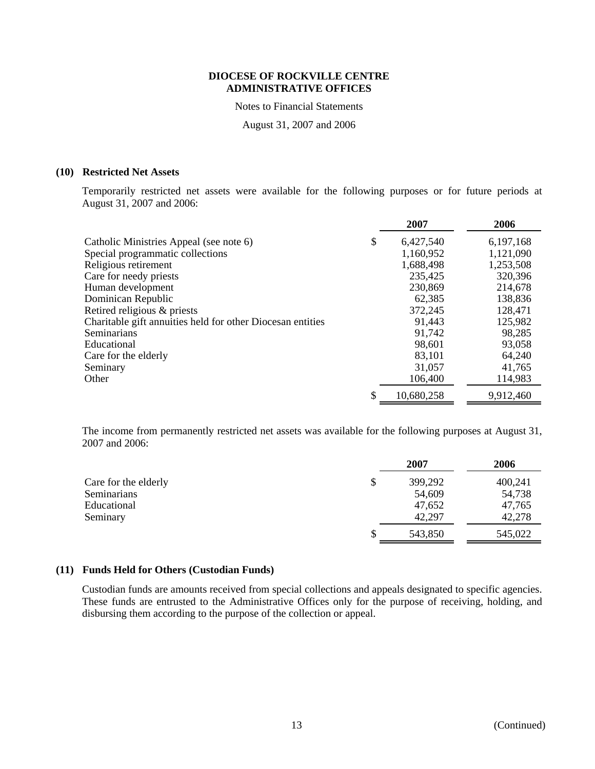**DIOCESE OF ROCKVILLE CENTRE**
**ADMINISTRATIVE OFFICES**

Notes to Financial Statements

August 31, 2007 and 2006

## (10) Restricted Net Assets

Temporarily restricted net assets were available for the following purposes or for future periods at August 31, 2007 and 2006:

| | 2007 | 2006 |
|---|---|---|
| Catholic Ministries Appeal (see note 6) | $ 6,427,540 | 6,197,168 |
| Special programmatic collections | 1,160,952 | 1,121,090 |
| Religious retirement | 1,688,498 | 1,253,508 |
| Care for needy priests | 235,425 | 320,396 |
| Human development | 230,869 | 214,678 |
| Dominican Republic | 62,385 | 138,836 |
| Retired religious & priests | 372,245 | 128,471 |
| Charitable gift annuities held for other Diocesan entities | 91,443 | 125,982 |
| Seminarians | 91,742 | 98,285 |
| Educational | 98,601 | 93,058 |
| Care for the elderly | 83,101 | 64,240 |
| Seminary | 31,057 | 41,765 |
| Other | 106,400 | 114,983 |
| | $ 10,680,258 | 9,912,460 |

The income from permanently restricted net assets was available for the following purposes at August 31, 2007 and 2006:

| | 2007 | 2006 |
|---|---|---|
| Care for the elderly | $ 399,292 | 400,241 |
| Seminarians | 54,609 | 54,738 |
| Educational | 47,652 | 47,765 |
| Seminary | 42,297 | 42,278 |
| | $ 543,850 | 545,022 |

## (11) Funds Held for Others (Custodian Funds)

Custodian funds are amounts received from special collections and appeals designated to specific agencies. These funds are entrusted to the Administrative Offices only for the purpose of receiving, holding, and disbursing them according to the purpose of the collection or appeal.

(Continued)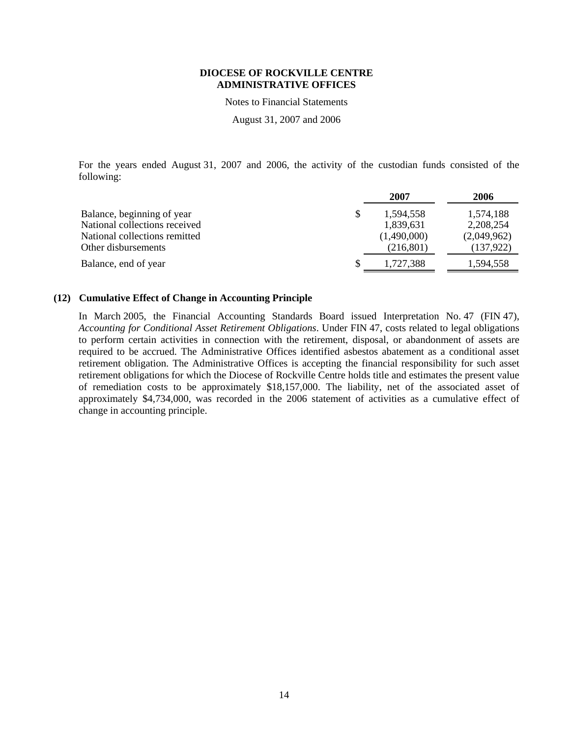For the years ended August 31, 2007 and 2006, the activity of the custodian funds consisted of the following:

| | 2007 | 2006 |
|---|---|---|
| Balance, beginning of year | $ 1,594,558 | 1,574,188 |
| National collections received | 1,839,631 | 2,208,254 |
| National collections remitted | (1,490,000) | (2,049,962) |
| Other disbursements | (216,801) | (137,922) |
| Balance, end of year | $ 1,727,388 | 1,594,558 |

## (12) Cumulative Effect of Change in Accounting Principle

In March 2005, the Financial Accounting Standards Board issued Interpretation No. 47 (FIN 47), *Accounting for Conditional Asset Retirement Obligations*. Under FIN 47, costs related to legal obligations to perform certain activities in connection with the retirement, disposal, or abandonment of assets are required to be accrued. The Administrative Offices identified asbestos abatement as a conditional asset retirement obligation. The Administrative Offices is accepting the financial responsibility for such asset retirement obligations for which the Diocese of Rockville Centre holds title and estimates the present value of remediation costs to be approximately $18,157,000. The liability, net of the associated asset of approximately $4,734,000, was recorded in the 2006 statement of activities as a cumulative effect of change in accounting principle.